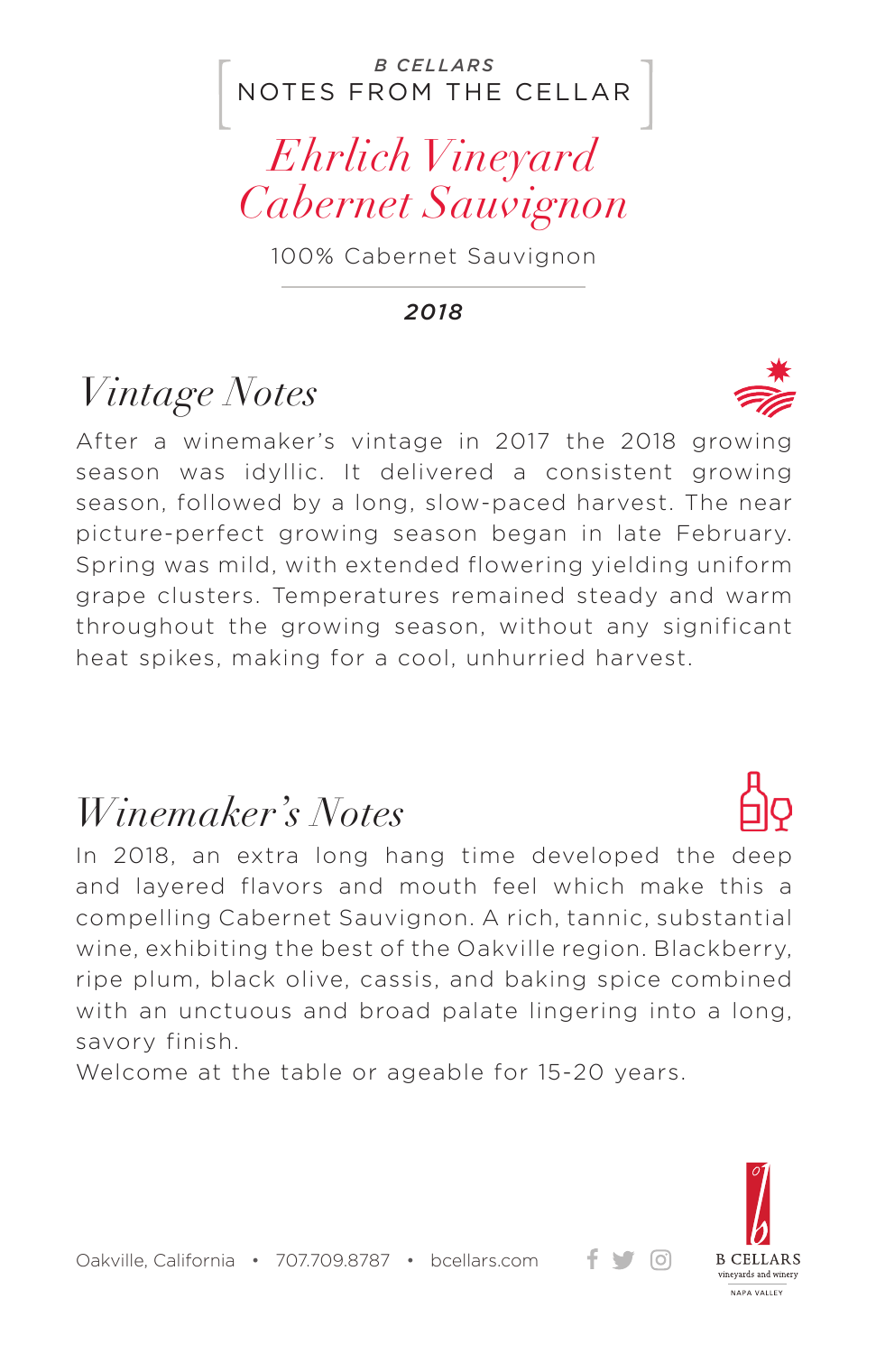B CELLARS

NOTES FROM THE CELLAR

# Ehrlich Vineyard Cabernet Sauvignon

100% Cabernet Sauvignon

**2018**

## Vintage Notes

After a winemaker's vintage in 2017 the 2018 growing season was idyllic. It delivered a consistent growing season, followed by a long, slow-paced harvest. The near picture-perfect growing season began in late February. Spring was mild, with extended flowering yielding uniform grape clusters. Temperatures remained steady and warm throughout the growing season, without any significant heat spikes, making for a cool, unhurried harvest.

## Winemaker's Notes

In 2018, an extra long hang time developed the deep and layered flavors and mouth feel which make this a compelling Cabernet Sauvignon. A rich, tannic, substantial wine, exhibiting the best of the Oakville region. Blackberry, ripe plum, black olive, cassis, and baking spice combined with an unctuous and broad palate lingering into a long, savory finish.

Welcome at the table or ageable for 15-20 years.

Oakville, California • 707.709.8787 • bcellars.com

B CELLARS vineyards and winery NAPA VALLEY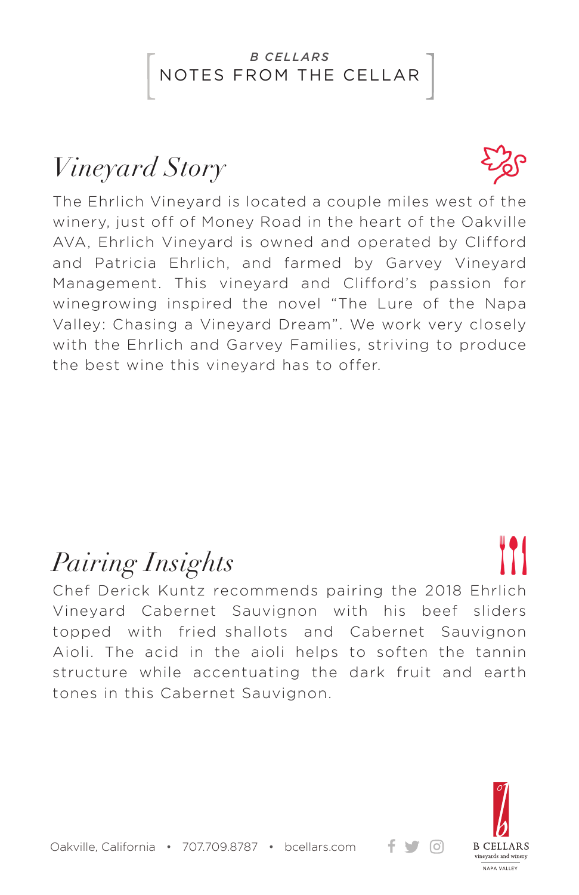B CELLARS

# NOTES FROM THE CELLAR

## *Vineyard Story*

The Ehrlich Vineyard is located a couple miles west of the winery, just off of Money Road in the heart of the Oakville AVA, Ehrlich Vineyard is owned and operated by Clifford and Patricia Ehrlich, and farmed by Garvey Vineyard Management. This vineyard and Clifford's passion for winegrowing inspired the novel "The Lure of the Napa Valley: Chasing a Vineyard Dream". We work very closely with the Ehrlich and Garvey Families, striving to produce the best wine this vineyard has to offer.

## *Pairing Insights*

Chef Derick Kuntz recommends pairing the 2018 Ehrlich Vineyard Cabernet Sauvignon with his beef sliders topped with fried shallots and Cabernet Sauvignon Aioli. The acid in the aioli helps to soften the tannin structure while accentuating the dark fruit and earth tones in this Cabernet Sauvignon.

Oakville, California • 707.709.8787 • bcellars.com

B CELLARS
vineyards and winery
NAPA VALLEY